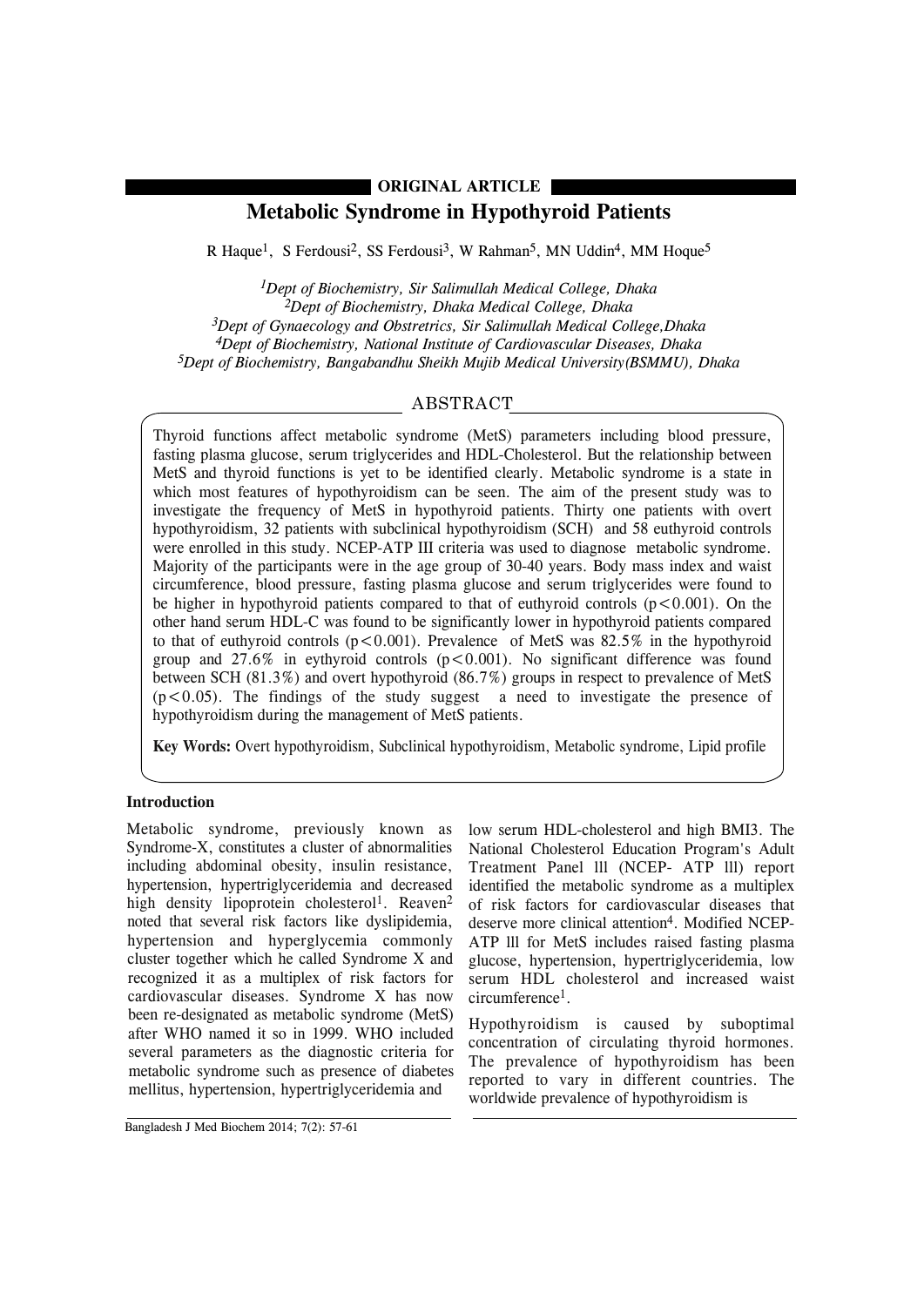**ORIGINAL ARTICLE**

# Metabolic Syndrome in Hypothyroid Patients

R Haque[1], S Ferdousi[2], SS Ferdousi[3], W Rahman[5], MN Uddin[4], MM Hoque[5]

*[1]Dept of Biochemistry, Sir Salimullah Medical College, Dhaka*
*[2]Dept of Biochemistry, Dhaka Medical College, Dhaka*
*[3]Dept of Gynaecology and Obstretrics, Sir Salimullah Medical College,Dhaka*
*[4]Dept of Biochemistry, National Institute of Cardiovascular Diseases, Dhaka*
*[5]Dept of Biochemistry, Bangabandhu Sheikh Mujib Medical University(BSMMU), Dhaka*

## ABSTRACT

Thyroid functions affect metabolic syndrome (MetS) parameters including blood pressure, fasting plasma glucose, serum triglycerides and HDL-Cholesterol. But the relationship between MetS and thyroid functions is yet to be identified clearly. Metabolic syndrome is a state in which most features of hypothyroidism can be seen. The aim of the present study was to investigate the frequency of MetS in hypothyroid patients. Thirty one patients with overt hypothyroidism, 32 patients with subclinical hypothyroidism (SCH) and 58 euthyroid controls were enrolled in this study. NCEP-ATP III criteria was used to diagnose metabolic syndrome. Majority of the participants were in the age group of 30-40 years. Body mass index and waist circumference, blood pressure, fasting plasma glucose and serum triglycerides were found to be higher in hypothyroid patients compared to that of euthyroid controls ($p<0.001$). On the other hand serum HDL-C was found to be significantly lower in hypothyroid patients compared to that of euthyroid controls ($p<0.001$). Prevalence of MetS was 82.5% in the hypothyroid group and 27.6% in eythyroid controls ($p<0.001$). No significant difference was found between SCH (81.3%) and overt hypothyroid (86.7%) groups in respect to prevalence of MetS ($p<0.05$). The findings of the study suggest a need to investigate the presence of hypothyroidism during the management of MetS patients.

**Key Words:** Overt hypothyroidism, Subclinical hypothyroidism, Metabolic syndrome, Lipid profile

## Introduction

Metabolic syndrome, previously known as Syndrome-X, constitutes a cluster of abnormalities including abdominal obesity, insulin resistance, hypertension, hypertriglyceridemia and decreased high density lipoprotein cholesterol[1]. Reaven[2] noted that several risk factors like dyslipidemia, hypertension and hyperglycemia commonly cluster together which he called Syndrome X and recognized it as a multiplex of risk factors for cardiovascular diseases. Syndrome X has now been re-designated as metabolic syndrome (MetS) after WHO named it so in 1999. WHO included several parameters as the diagnostic criteria for metabolic syndrome such as presence of diabetes mellitus, hypertension, hypertriglyceridemia and low serum HDL-cholesterol and high BMI3. The National Cholesterol Education Program's Adult Treatment Panel lll (NCEP- ATP lll) report identified the metabolic syndrome as a multiplex of risk factors for cardiovascular diseases that deserve more clinical attention[4]. Modified NCEP-ATP lll for MetS includes raised fasting plasma glucose, hypertension, hypertriglyceridemia, low serum HDL cholesterol and increased waist circumference[1].

Hypothyroidism is caused by suboptimal concentration of circulating thyroid hormones. The prevalence of hypothyroidism has been reported to vary in different countries. The worldwide prevalence of hypothyroidism is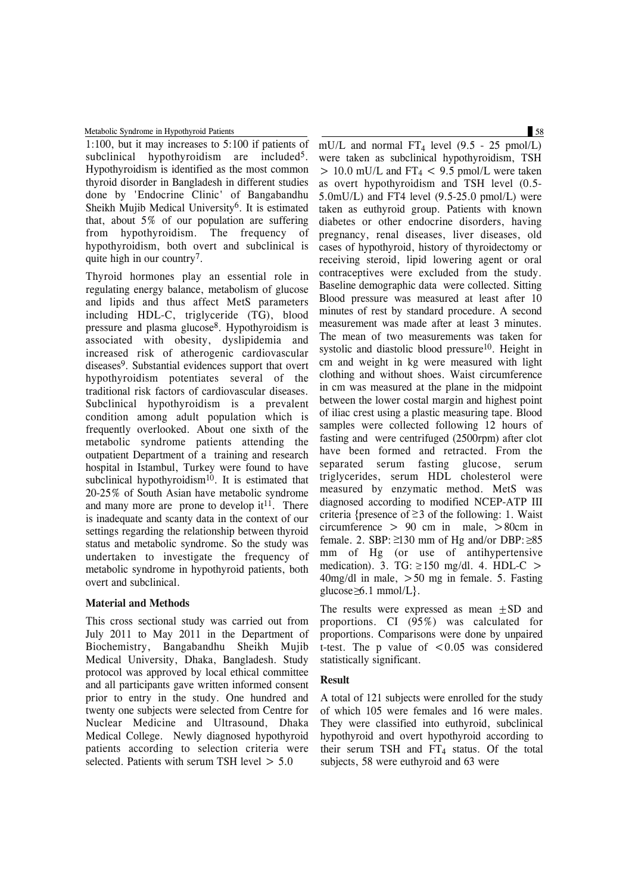1:100, but it may increases to 5:100 if patients of subclinical hypothyroidism are included[5]. Hypothyroidism is identified as the most common thyroid disorder in Bangladesh in different studies done by 'Endocrine Clinic' of Bangabandhu Sheikh Mujib Medical University[6]. It is estimated that, about 5% of our population are suffering from hypothyroidism. The frequency of hypothyroidism, both overt and subclinical is quite high in our country[7].

Thyroid hormones play an essential role in regulating energy balance, metabolism of glucose and lipids and thus affect MetS parameters including HDL-C, triglyceride (TG), blood pressure and plasma glucose[8]. Hypothyroidism is associated with obesity, dyslipidemia and increased risk of atherogenic cardiovascular diseases[9]. Substantial evidences support that overt hypothyroidism potentiates several of the traditional risk factors of cardiovascular diseases. Subclinical hypothyroidism is a prevalent condition among adult population which is frequently overlooked. About one sixth of the metabolic syndrome patients attending the outpatient Department of a training and research hospital in Istambul, Turkey were found to have subclinical hypothyroidism[10]. It is estimated that 20-25% of South Asian have metabolic syndrome and many more are prone to develop it[11]. There is inadequate and scanty data in the context of our settings regarding the relationship between thyroid status and metabolic syndrome. So the study was undertaken to investigate the frequency of metabolic syndrome in hypothyroid patients, both overt and subclinical.

## Material and Methods

This cross sectional study was carried out from July 2011 to May 2011 in the Department of Biochemistry, Bangabandhu Sheikh Mujib Medical University, Dhaka, Bangladesh. Study protocol was approved by local ethical committee and all participants gave written informed consent prior to entry in the study. One hundred and twenty one subjects were selected from Centre for Nuclear Medicine and Ultrasound, Dhaka Medical College. Newly diagnosed hypothyroid patients according to selection criteria were selected. Patients with serum TSH level > 5.0 mU/L and normal $FT_4$ level (9.5 - 25 pmol/L) were taken as subclinical hypothyroidism, TSH > 10.0 mU/L and $FT_4$ < 9.5 pmol/L were taken as overt hypothyroidism and TSH level (0.5-5.0mU/L) and FT4 level (9.5-25.0 pmol/L) were taken as euthyroid group. Patients with known diabetes or other endocrine disorders, having pregnancy, renal diseases, liver diseases, old cases of hypothyroid, history of thyroidectomy or receiving steroid, lipid lowering agent or oral contraceptives were excluded from the study. Baseline demographic data were collected. Sitting Blood pressure was measured at least after 10 minutes of rest by standard procedure. A second measurement was made after at least 3 minutes. The mean of two measurements was taken for systolic and diastolic blood pressure[10]. Height in cm and weight in kg were measured with light clothing and without shoes. Waist circumference in cm was measured at the plane in the midpoint between the lower costal margin and highest point of iliac crest using a plastic measuring tape. Blood samples were collected following 12 hours of fasting and were centrifuged (2500rpm) after clot have been formed and retracted. From the separated serum fasting glucose, serum triglycerides, serum HDL cholesterol were measured by enzymatic method. MetS was diagnosed according to modified NCEP-ATP III criteria {presence of ≥3 of the following: 1. Waist circumference > 90 cm in male, >80cm in female. 2. SBP: ≥130 mm of Hg and/or DBP: ≥85 mm of Hg (or use of antihypertensive medication). 3. TG: ≥150 mg/dl. 4. HDL-C > 40mg/dl in male, >50 mg in female. 5. Fasting glucose≥6.1 mmol/L}.

The results were expressed as mean ±SD and proportions. CI (95%) was calculated for proportions. Comparisons were done by unpaired t-test. The p value of <0.05 was considered statistically significant.

## Result

A total of 121 subjects were enrolled for the study of which 105 were females and 16 were males. They were classified into euthyroid, subclinical hypothyroid and overt hypothyroid according to their serum TSH and $FT_4$ status. Of the total subjects, 58 were euthyroid and 63 were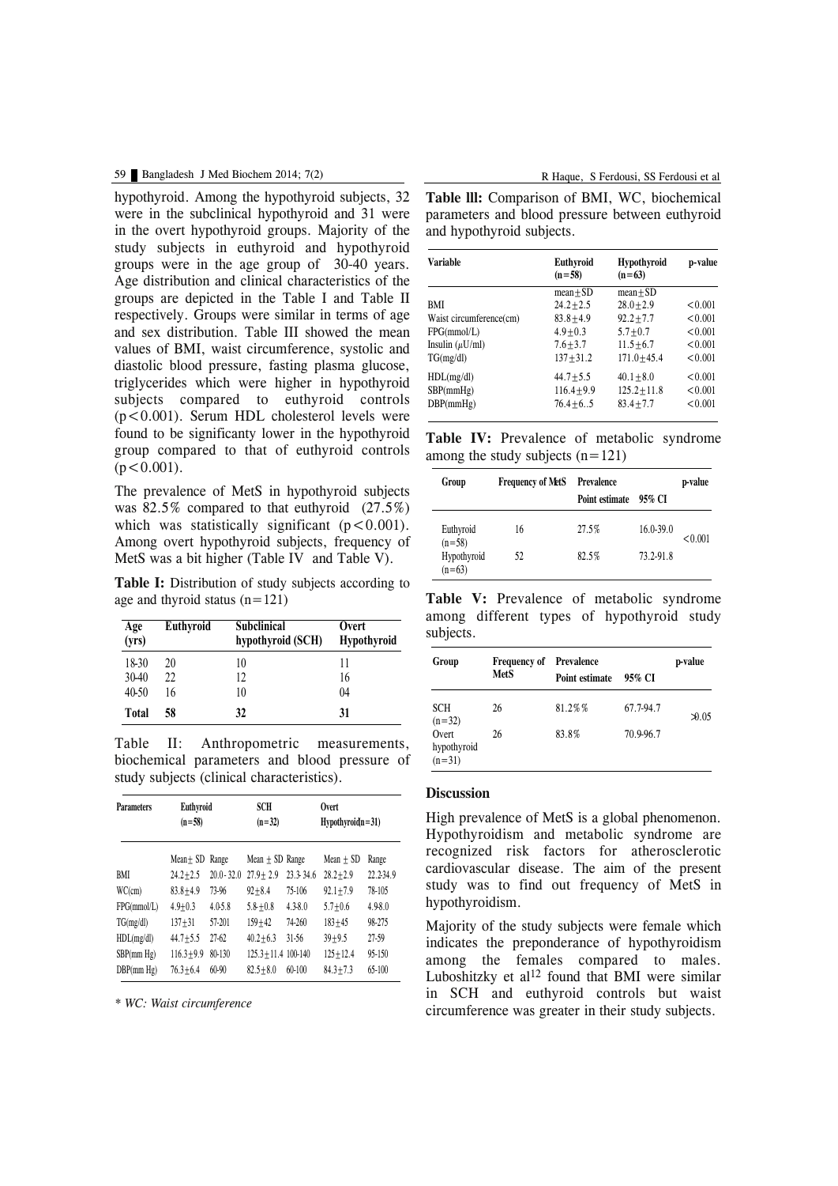hypothyroid. Among the hypothyroid subjects, 32 were in the subclinical hypothyroid and 31 were in the overt hypothyroid groups. Majority of the study subjects in euthyroid and hypothyroid groups were in the age group of 30-40 years. Age distribution and clinical characteristics of the groups are depicted in the Table I and Table II respectively. Groups were similar in terms of age and sex distribution. Table III showed the mean values of BMI, waist circumference, systolic and diastolic blood pressure, fasting plasma glucose, triglycerides which were higher in hypothyroid subjects compared to euthyroid controls ($p<0.001$). Serum HDL cholesterol levels were found to be significanty lower in the hypothyroid group compared to that of euthyroid controls ($p<0.001$).

The prevalence of MetS in hypothyroid subjects was 82.5% compared to that euthyroid (27.5%) which was statistically significant ($p<0.001$). Among overt hypothyroid subjects, frequency of MetS was a bit higher (Table IV and Table V).

**Table I:** Distribution of study subjects according to age and thyroid status (n=121)

| Age (yrs) | Euthyroid | Subclinical hypothyroid (SCH) | Overt Hypothyroid |
|---|---|---|---|
| 18-30 | 20 | 10 | 11 |
| 30-40 | 22 | 12 | 16 |
| 40-50 | 16 | 10 | 04 |
| **Total** | **58** | **32** | **31** |

Table II: Anthropometric measurements, biochemical parameters and blood pressure of study subjects (clinical characteristics).

| Parameters | Euthyroid (n=58) | | SCH (n=32) | | Overt Hypothyroid(n=31) | |
|---|---|---|---|---|---|---|
| | Mean± SD | Range | Mean ± SD | Range | Mean ± SD | Range |
| BMI | 24.2±2.5 | 20.0- 32.0 | 27.9± 2.9 | 23.3-34.6 | 28.2±2.9 | 22.2-34.9 |
| WC(cm) | 83.8±4.9 | 73-96 | 92±8.4 | 75-106 | 92.1±7.9 | 78-105 |
| FPG(mmol/L) | 4.9±0.3 | 4.0-5.8 | 5.8±0.8 | 4.3-8.0 | 5.7±0.6 | 4.9-8.0 |
| TG(mg/dl) | 137±31 | 57-201 | 159±42 | 74-260 | 183±45 | 98-275 |
| HDL(mg/dl) | 44.7±5.5 | 27-62 | 40.2±6.3 | 31-56 | 39±9.5 | 27-59 |
| SBP(mm Hg) | 116.3±9.9 | 80-130 | 125.3±11.4 | 100-140 | 125±12.4 | 95-150 |
| DBP(mm Hg) | 76.3±6.4 | 60-90 | 82.5±8.0 | 60-100 | 84.3±7.3 | 65-100 |

*\* WC: Waist circumference*

**Table III:** Comparison of BMI, WC, biochemical parameters and blood pressure between euthyroid and hypothyroid subjects.

| Variable | Euthyroid (n=58) | Hypothyroid (n=63) | p-value |
|---|---|---|---|
| | mean±SD | mean±SD | |
| BMI | 24.2±2.5 | 28.0±2.9 | <0.001 |
| Waist circumference(cm) | 83.8±4.9 | 92.2±7.7 | <0.001 |
| FPG(mmol/L) | 4.9±0.3 | 5.7±0.7 | <0.001 |
| Insulin (μU/ml) | 7.6±3.7 | 11.5±6.7 | <0.001 |
| TG(mg/dl) | 137±31.2 | 171.0±45.4 | <0.001 |
| HDL(mg/dl) | 44.7±5.5 | 40.1±8.0 | <0.001 |
| SBP(mmHg) | 116.4±9.9 | 125.2±11.8 | <0.001 |
| DBP(mmHg) | 76.4±6..5 | 83.4±7.7 | <0.001 |

**Table IV:** Prevalence of metabolic syndrome among the study subjects (n=121)

| Group | Frequency of MetS | Prevalence | | p-value |
|---|---|---|---|---|
| | | Point estimate | 95% CI | |
| Euthyroid (n=58) | 16 | 27.5% | 16.0-39.0 | <0.001 |
| Hypothyroid (n=63) | 52 | 82.5% | 73.2-91.8 | |

**Table V:** Prevalence of metabolic syndrome among different types of hypothyroid study subjects.

| Group | Frequency of MetS | Prevalence | | p-value |
|---|---|---|---|---|
| | | Point estimate | 95% CI | |
| SCH (n=32) | 26 | 81.2%% | 67.7-94.7 | >0.05 |
| Overt hypothyroid (n=31) | 26 | 83.8% | 70.9-96.7 | |

## Discussion

High prevalence of MetS is a global phenomenon. Hypothyroidism and metabolic syndrome are recognized risk factors for atherosclerotic cardiovascular disease. The aim of the present study was to find out frequency of MetS in hypothyroidism.

Majority of the study subjects were female which indicates the preponderance of hypothyroidism among the females compared to males. Luboshitzky et al[12] found that BMI were similar in SCH and euthyroid controls but waist circumference was greater in their study subjects.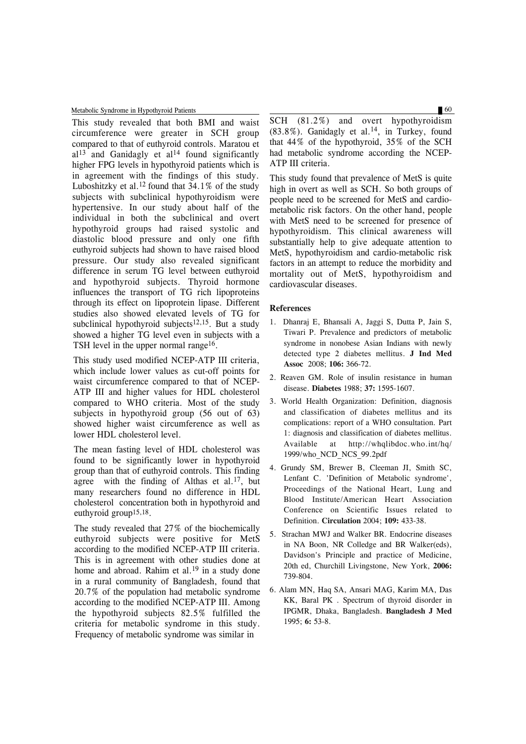This study revealed that both BMI and waist circumference were greater in SCH group compared to that of euthyroid controls. Maratou et al[13] and Ganidagly et al[14] found significantly higher FPG levels in hypothyroid patients which is in agreement with the findings of this study. Luboshitzky et al.[12] found that 34.1% of the study subjects with subclinical hypothyroidism were hypertensive. In our study about half of the individual in both the subclinical and overt hypothyroid groups had raised systolic and diastolic blood pressure and only one fifth euthyroid subjects had shown to have raised blood pressure. Our study also revealed significant difference in serum TG level between euthyroid and hypothyroid subjects. Thyroid hormone influences the transport of TG rich lipoproteins through its effect on lipoprotein lipase. Different studies also showed elevated levels of TG for subclinical hypothyroid subjects[12,15]. But a study showed a higher TG level even in subjects with a TSH level in the upper normal range[16].

This study used modified NCEP-ATP III criteria, which include lower values as cut-off points for waist circumference compared to that of NCEP-ATP III and higher values for HDL cholesterol compared to WHO criteria. Most of the study subjects in hypothyroid group (56 out of 63) showed higher waist circumference as well as lower HDL cholesterol level.

The mean fasting level of HDL cholesterol was found to be significantly lower in hypothyroid group than that of euthyroid controls. This finding agree with the finding of Althas et al.[17], but many researchers found no difference in HDL cholesterol concentration both in hypothyroid and euthyroid group[15,18].

The study revealed that 27% of the biochemically euthyroid subjects were positive for MetS according to the modified NCEP-ATP III criteria. This is in agreement with other studies done at home and abroad. Rahim et al.[19] in a study done in a rural community of Bangladesh, found that 20.7% of the population had metabolic syndrome according to the modified NCEP-ATP III. Among the hypothyroid subjects 82.5% fulfilled the criteria for metabolic syndrome in this study. Frequency of metabolic syndrome was similar in SCH (81.2%) and overt hypothyroidism (83.8%). Ganidagly et al.[14], in Turkey, found that 44% of the hypothyroid, 35% of the SCH had metabolic syndrome according the NCEP-ATP III criteria.

This study found that prevalence of MetS is quite high in overt as well as SCH. So both groups of people need to be screened for MetS and cardio-metabolic risk factors. On the other hand, people with MetS need to be screened for presence of hypothyroidism. This clinical awareness will substantially help to give adequate attention to MetS, hypothyroidism and cardio-metabolic risk factors in an attempt to reduce the morbidity and mortality out of MetS, hypothyroidism and cardiovascular diseases.

## References

1. Dhanraj E, Bhansali A, Jaggi S, Dutta P, Jain S, Tiwari P. Prevalence and predictors of metabolic syndrome in nonobese Asian Indians with newly detected type 2 diabetes mellitus. **J Ind Med Assoc** 2008; **106:** 366-72.
2. Reaven GM. Role of insulin resistance in human disease. **Diabetes** 1988; **37:** 1595-1607.
3. World Health Organization: Definition, diagnosis and classification of diabetes mellitus and its complications: report of a WHO consultation. Part 1: diagnosis and classification of diabetes mellitus. Available at http://whqlibdoc.who.int/hq/1999/who_NCD_NCS_99.2pdf
4. Grundy SM, Brewer B, Cleeman JI, Smith SC, Lenfant C. 'Definition of Metabolic syndrome', Proceedings of the National Heart, Lung and Blood Institute/American Heart Association Conference on Scientific Issues related to Definition. **Circulation** 2004; **109:** 433-38.
5. Strachan MWJ and Walker BR. Endocrine diseases in NA Boon, NR Colledge and BR Walker(eds), Davidson's Principle and practice of Medicine, 20th ed, Churchill Livingstone, New York, **2006:** 739-804.
6. Alam MN, Haq SA, Ansari MAG, Karim MA, Das KK, Baral PK . Spectrum of thyroid disorder in IPGMR, Dhaka, Bangladesh. **Bangladesh J Med** 1995; **6:** 53-8.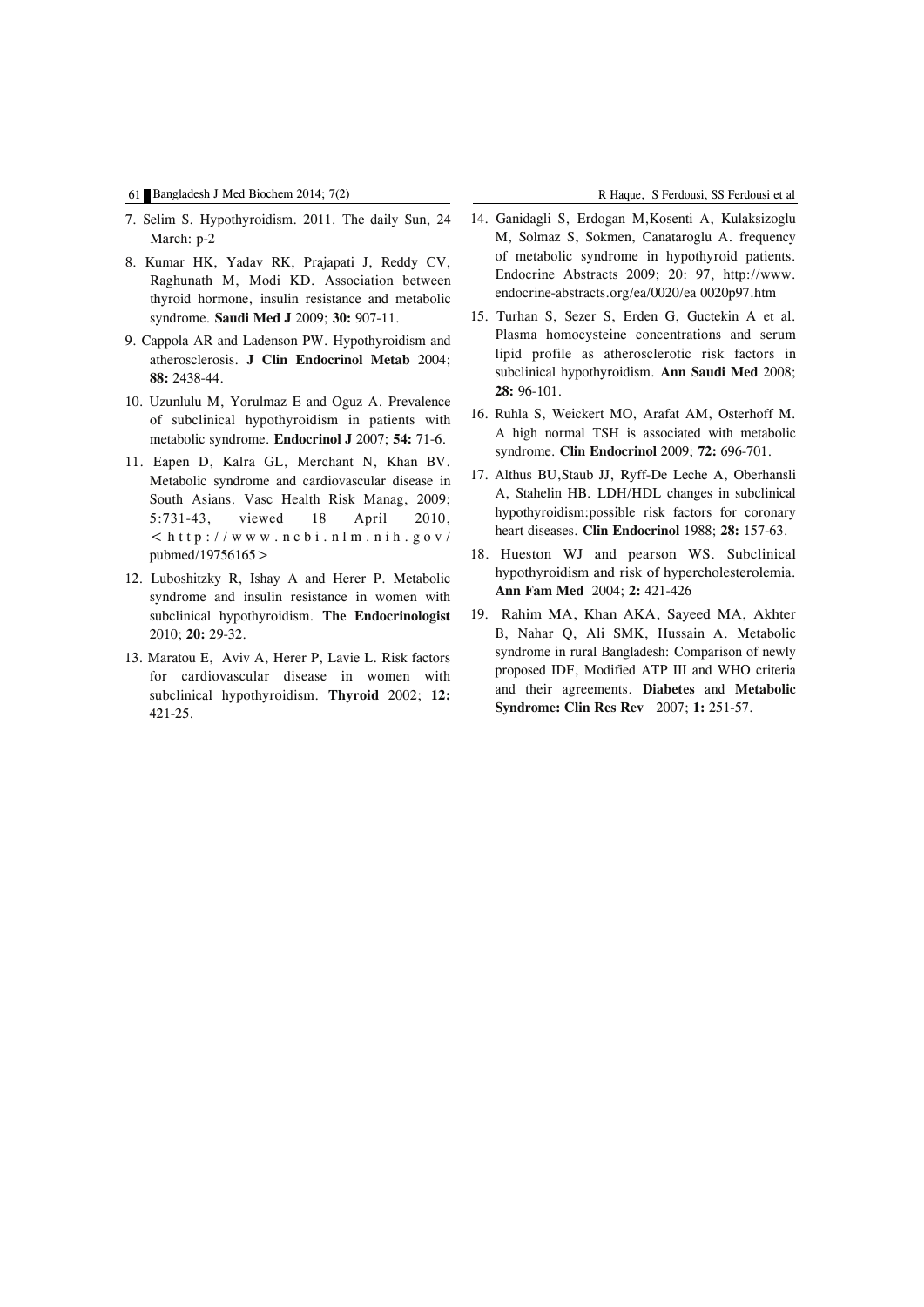7. Selim S. Hypothyroidism. 2011. The daily Sun, 24 March: p-2

8. Kumar HK, Yadav RK, Prajapati J, Reddy CV, Raghunath M, Modi KD. Association between thyroid hormone, insulin resistance and metabolic syndrome. **Saudi Med J** 2009; **30:** 907-11.

9. Cappola AR and Ladenson PW. Hypothyroidism and atherosclerosis. **J Clin Endocrinol Metab** 2004; **88:** 2438-44.

10. Uzunlulu M, Yorulmaz E and Oguz A. Prevalence of subclinical hypothyroidism in patients with metabolic syndrome. **Endocrinol J** 2007; **54:** 71-6.

11. Eapen D, Kalra GL, Merchant N, Khan BV. Metabolic syndrome and cardiovascular disease in South Asians. Vasc Health Risk Manag, 2009; 5:731-43, viewed 18 April 2010, <http://www.ncbi.nlm.nih.gov/pubmed/19756165>

12. Luboshitzky R, Ishay A and Herer P. Metabolic syndrome and insulin resistance in women with subclinical hypothyroidism. **The Endocrinologist** 2010; **20:** 29-32.

13. Maratou E, Aviv A, Herer P, Lavie L. Risk factors for cardiovascular disease in women with subclinical hypothyroidism. **Thyroid** 2002; **12:** 421-25.

14. Ganidagli S, Erdogan M,Kosenti A, Kulaksizoglu M, Solmaz S, Sokmen, Canataroglu A. frequency of metabolic syndrome in hypothyroid patients. Endocrine Abstracts 2009; 20: 97, http://www.endocrine-abstracts.org/ea/0020/ea 0020p97.htm

15. Turhan S, Sezer S, Erden G, Guctekin A et al. Plasma homocysteine concentrations and serum lipid profile as atherosclerotic risk factors in subclinical hypothyroidism. **Ann Saudi Med** 2008; **28:** 96-101.

16. Ruhla S, Weickert MO, Arafat AM, Osterhoff M. A high normal TSH is associated with metabolic syndrome. **Clin Endocrinol** 2009; **72:** 696-701.

17. Althus BU,Staub JJ, Ryff-De Leche A, Oberhansli A, Stahelin HB. LDH/HDL changes in subclinical hypothyroidism:possible risk factors for coronary heart diseases. **Clin Endocrinol** 1988; **28:** 157-63.

18. Hueston WJ and pearson WS. Subclinical hypothyroidism and risk of hypercholesterolemia. **Ann Fam Med** 2004; **2:** 421-426

19. Rahim MA, Khan AKA, Sayeed MA, Akhter B, Nahar Q, Ali SMK, Hussain A. Metabolic syndrome in rural Bangladesh: Comparison of newly proposed IDF, Modified ATP III and WHO criteria and their agreements. **Diabetes** and **Metabolic Syndrome: Clin Res Rev** 2007; **1:** 251-57.